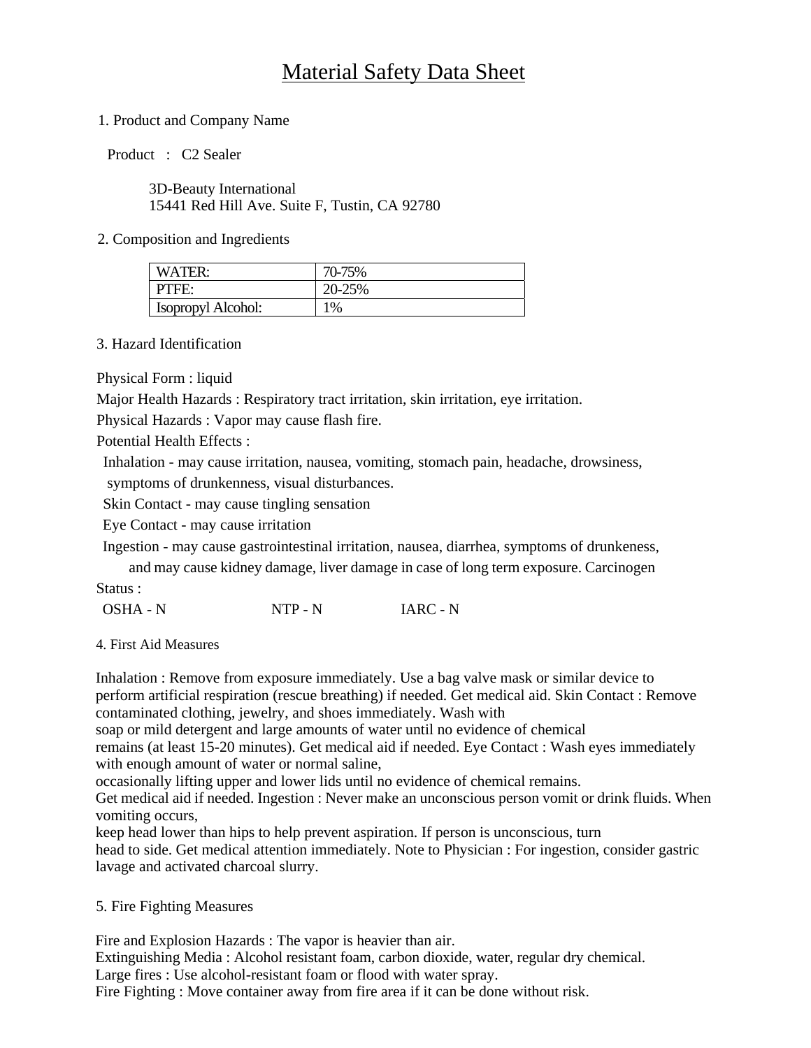# Material Safety Data Sheet

## 1. Product and Company Name

Product : C2 Sealer

3D-Beauty International
15441 Red Hill Ave. Suite F, Tustin, CA 92780

## 2. Composition and Ingredients

| WATER: | 70-75% |
|---|---|
| PTFE: | 20-25% |
| Isopropyl Alcohol: | 1% |

## 3. Hazard Identification

Physical Form : liquid

Major Health Hazards : Respiratory tract irritation, skin irritation, eye irritation.

Physical Hazards : Vapor may cause flash fire.

Potential Health Effects :

Inhalation - may cause irritation, nausea, vomiting, stomach pain, headache, drowsiness, symptoms of drunkenness, visual disturbances.

Skin Contact - may cause tingling sensation

Eye Contact - may cause irritation

Ingestion - may cause gastrointestinal irritation, nausea, diarrhea, symptoms of drunkeness, and may cause kidney damage, liver damage in case of long term exposure. Carcinogen

Status :

OSHA - N NTP - N IARC - N

## 4. First Aid Measures

Inhalation : Remove from exposure immediately. Use a bag valve mask or similar device to perform artificial respiration (rescue breathing) if needed. Get medical aid. Skin Contact : Remove contaminated clothing, jewelry, and shoes immediately. Wash with soap or mild detergent and large amounts of water until no evidence of chemical remains (at least 15-20 minutes). Get medical aid if needed. Eye Contact : Wash eyes immediately with enough amount of water or normal saline, occasionally lifting upper and lower lids until no evidence of chemical remains. Get medical aid if needed. Ingestion : Never make an unconscious person vomit or drink fluids. When vomiting occurs, keep head lower than hips to help prevent aspiration. If person is unconscious, turn head to side. Get medical attention immediately. Note to Physician : For ingestion, consider gastric lavage and activated charcoal slurry.

## 5. Fire Fighting Measures

Fire and Explosion Hazards : The vapor is heavier than air.
Extinguishing Media : Alcohol resistant foam, carbon dioxide, water, regular dry chemical.
Large fires : Use alcohol-resistant foam or flood with water spray.
Fire Fighting : Move container away from fire area if it can be done without risk.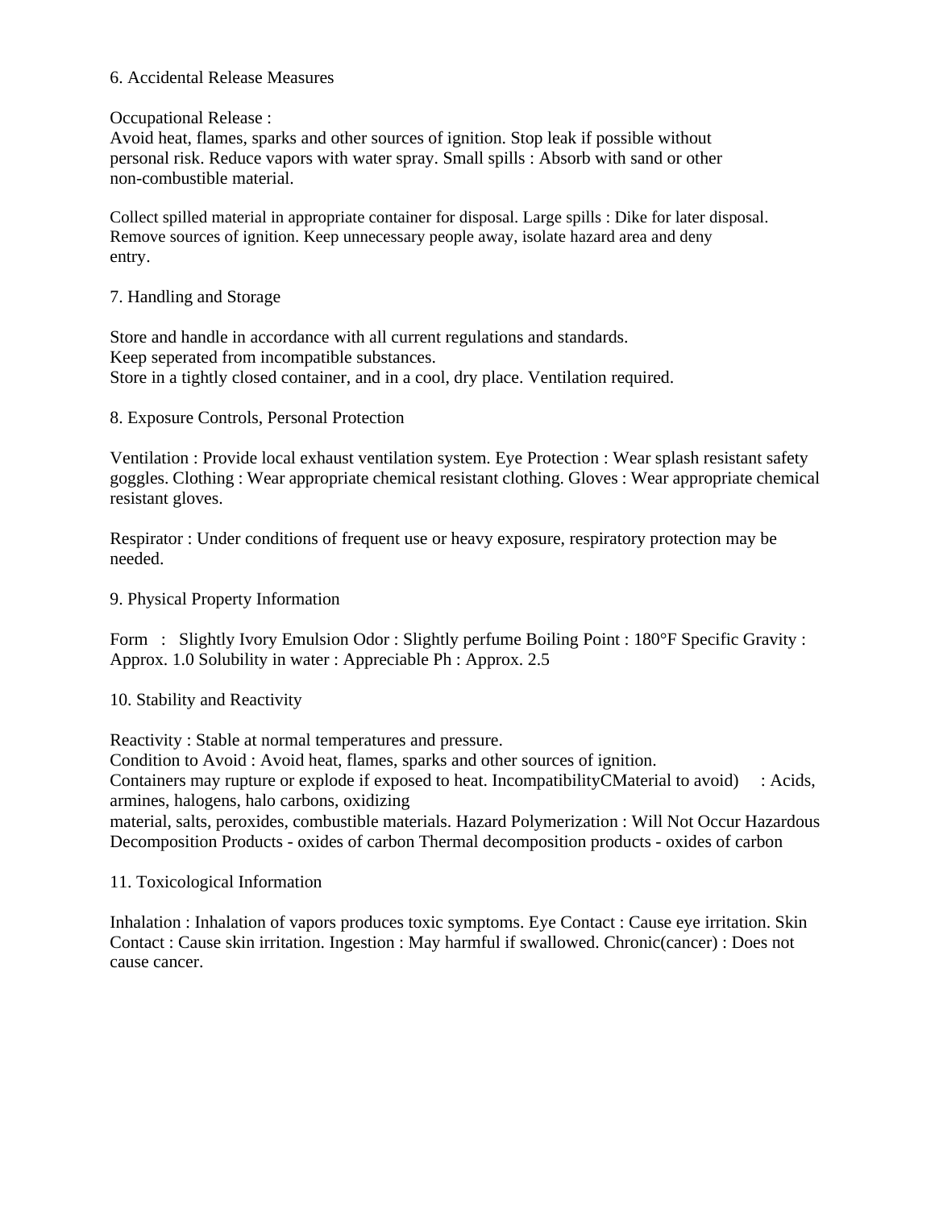## 6. Accidental Release Measures

Occupational Release :
Avoid heat, flames, sparks and other sources of ignition. Stop leak if possible without personal risk. Reduce vapors with water spray. Small spills : Absorb with sand or other non-combustible material.

Collect spilled material in appropriate container for disposal. Large spills : Dike for later disposal. Remove sources of ignition. Keep unnecessary people away, isolate hazard area and deny entry.

## 7. Handling and Storage

Store and handle in accordance with all current regulations and standards.
Keep seperated from incompatible substances.
Store in a tightly closed container, and in a cool, dry place. Ventilation required.

## 8. Exposure Controls, Personal Protection

Ventilation : Provide local exhaust ventilation system. Eye Protection : Wear splash resistant safety goggles. Clothing : Wear appropriate chemical resistant clothing. Gloves : Wear appropriate chemical resistant gloves.

Respirator : Under conditions of frequent use or heavy exposure, respiratory protection may be needed.

## 9. Physical Property Information

Form : Slightly Ivory Emulsion Odor : Slightly perfume Boiling Point : 180°F Specific Gravity : Approx. 1.0 Solubility in water : Appreciable Ph : Approx. 2.5

## 10. Stability and Reactivity

Reactivity : Stable at normal temperatures and pressure.
Condition to Avoid : Avoid heat, flames, sparks and other sources of ignition.
Containers may rupture or explode if exposed to heat. IncompatibilityCMaterial to avoid) : Acids, armines, halogens, halo carbons, oxidizing
material, salts, peroxides, combustible materials. Hazard Polymerization : Will Not Occur Hazardous Decomposition Products - oxides of carbon Thermal decomposition products - oxides of carbon

## 11. Toxicological Information

Inhalation : Inhalation of vapors produces toxic symptoms. Eye Contact : Cause eye irritation. Skin Contact : Cause skin irritation. Ingestion : May harmful if swallowed. Chronic(cancer) : Does not cause cancer.